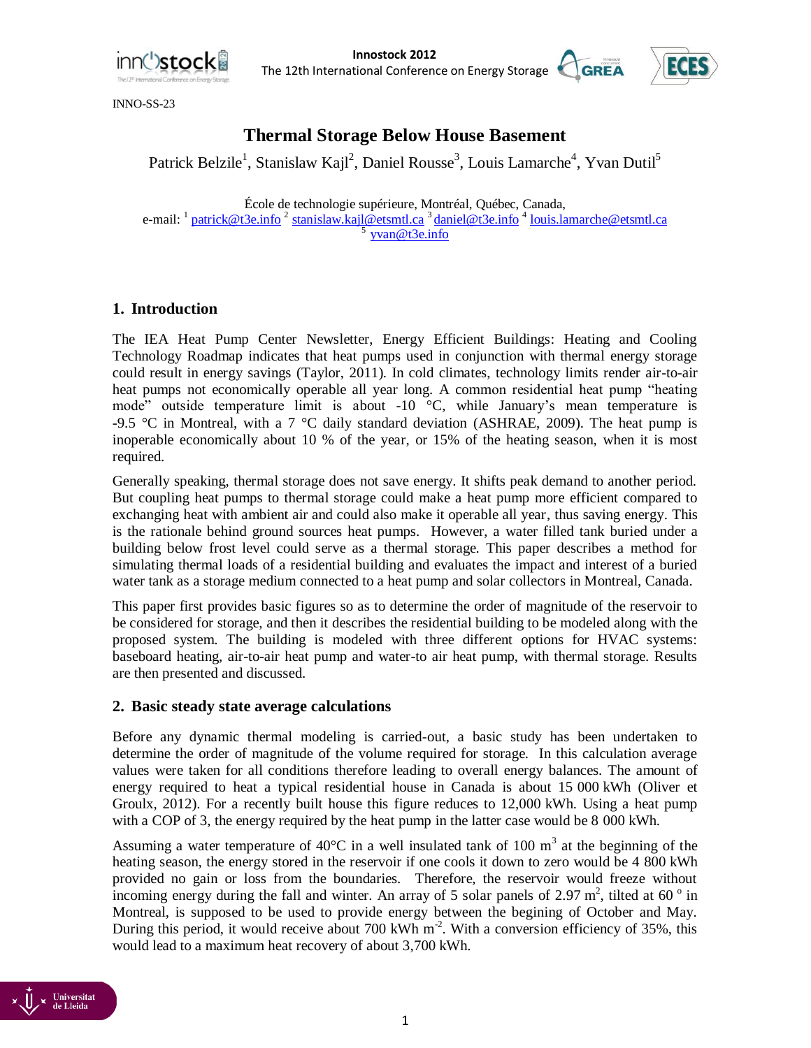INNO-SS-23

# Thermal Storage Below House Basement

Patrick Belzile[1], Stanislaw Kajl[2], Daniel Rousse[3], Louis Lamarche[4], Yvan Dutil[5]

École de technologie supérieure, Montréal, Québec, Canada,
e-mail: [1] patrick@t3e.info [2] stanislaw.kajl@etsmtl.ca [3] daniel@t3e.info [4] louis.lamarche@etsmtl.ca [5] yvan@t3e.info

## 1. Introduction

The IEA Heat Pump Center Newsletter, Energy Efficient Buildings: Heating and Cooling Technology Roadmap indicates that heat pumps used in conjunction with thermal energy storage could result in energy savings (Taylor, 2011). In cold climates, technology limits render air-to-air heat pumps not economically operable all year long. A common residential heat pump "heating mode" outside temperature limit is about -10 °C, while January's mean temperature is -9.5 °C in Montreal, with a 7 °C daily standard deviation (ASHRAE, 2009). The heat pump is inoperable economically about 10 % of the year, or 15% of the heating season, when it is most required.

Generally speaking, thermal storage does not save energy. It shifts peak demand to another period. But coupling heat pumps to thermal storage could make a heat pump more efficient compared to exchanging heat with ambient air and could also make it operable all year, thus saving energy. This is the rationale behind ground sources heat pumps. However, a water filled tank buried under a building below frost level could serve as a thermal storage. This paper describes a method for simulating thermal loads of a residential building and evaluates the impact and interest of a buried water tank as a storage medium connected to a heat pump and solar collectors in Montreal, Canada.

This paper first provides basic figures so as to determine the order of magnitude of the reservoir to be considered for storage, and then it describes the residential building to be modeled along with the proposed system. The building is modeled with three different options for HVAC systems: baseboard heating, air-to-air heat pump and water-to air heat pump, with thermal storage. Results are then presented and discussed.

## 2. Basic steady state average calculations

Before any dynamic thermal modeling is carried-out, a basic study has been undertaken to determine the order of magnitude of the volume required for storage. In this calculation average values were taken for all conditions therefore leading to overall energy balances. The amount of energy required to heat a typical residential house in Canada is about 15 000 kWh (Oliver et Groulx, 2012). For a recently built house this figure reduces to 12,000 kWh. Using a heat pump with a COP of 3, the energy required by the heat pump in the latter case would be 8 000 kWh.

Assuming a water temperature of 40°C in a well insulated tank of 100 $m^3$ at the beginning of the heating season, the energy stored in the reservoir if one cools it down to zero would be 4 800 kWh provided no gain or loss from the boundaries. Therefore, the reservoir would freeze without incoming energy during the fall and winter. An array of 5 solar panels of 2.97 $m^2$, tilted at 60 $^o$ in Montreal, is supposed to be used to provide energy between the begining of October and May. During this period, it would receive about 700 kWh $m^{-2}$. With a conversion efficiency of 35%, this would lead to a maximum heat recovery of about 3,700 kWh.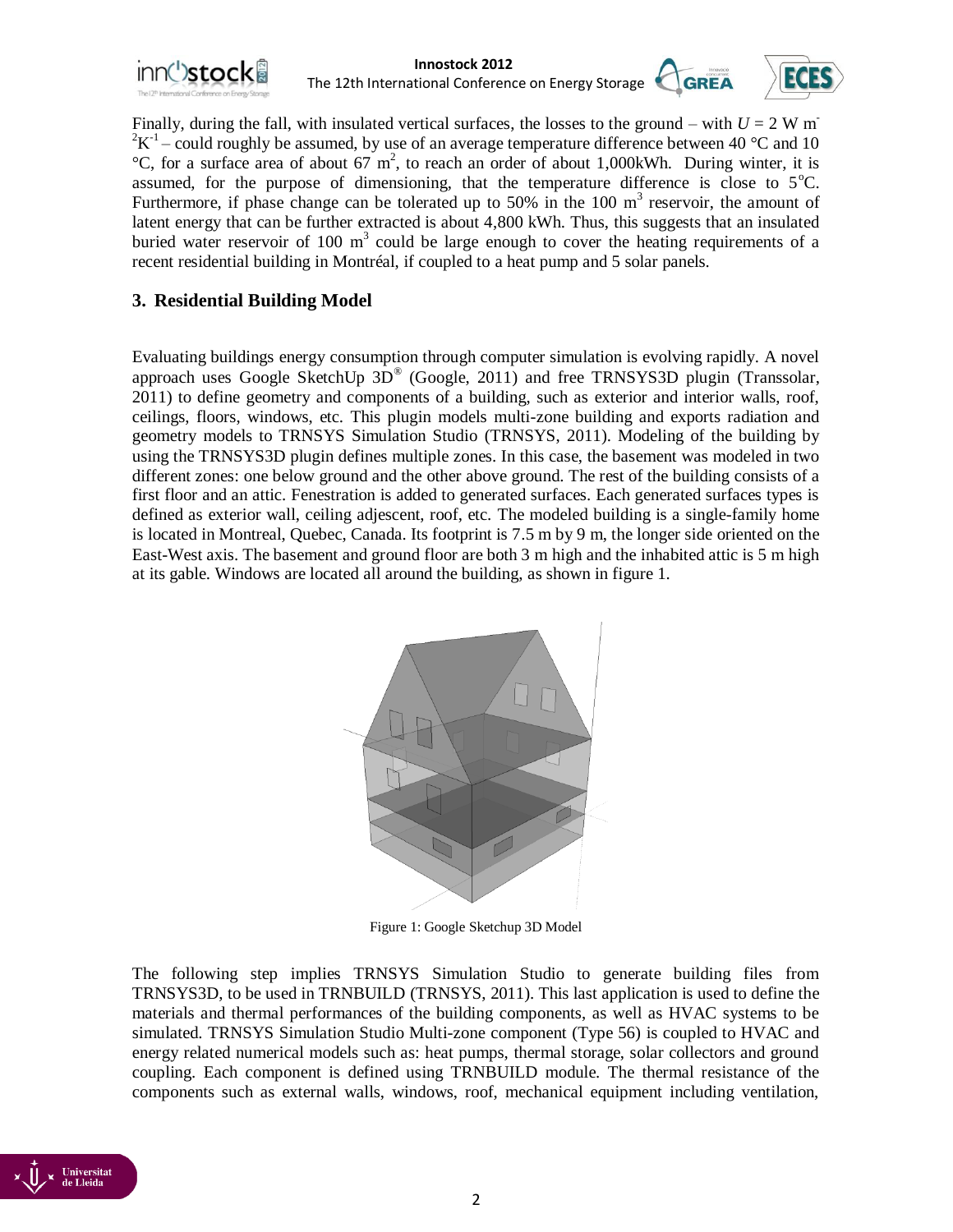Finally, during the fall, with insulated vertical surfaces, the losses to the ground – with $U = 2$ W m$^{-2}$K$^{-1}$ – could roughly be assumed, by use of an average temperature difference between 40 °C and 10 °C, for a surface area of about 67 m$^2$, to reach an order of about 1,000kWh. During winter, it is assumed, for the purpose of dimensioning, that the temperature difference is close to 5°C. Furthermore, if phase change can be tolerated up to 50% in the 100 m$^3$ reservoir, the amount of latent energy that can be further extracted is about 4,800 kWh. Thus, this suggests that an insulated buried water reservoir of 100 m$^3$ could be large enough to cover the heating requirements of a recent residential building in Montréal, if coupled to a heat pump and 5 solar panels.

## 3. Residential Building Model

Evaluating buildings energy consumption through computer simulation is evolving rapidly. A novel approach uses Google SketchUp 3D® (Google, 2011) and free TRNSYS3D plugin (Transsolar, 2011) to define geometry and components of a building, such as exterior and interior walls, roof, ceilings, floors, windows, etc. This plugin models multi-zone building and exports radiation and geometry models to TRNSYS Simulation Studio (TRNSYS, 2011). Modeling of the building by using the TRNSYS3D plugin defines multiple zones. In this case, the basement was modeled in two different zones: one below ground and the other above ground. The rest of the building consists of a first floor and an attic. Fenestration is added to generated surfaces. Each generated surfaces types is defined as exterior wall, ceiling adjescent, roof, etc. The modeled building is a single-family home is located in Montreal, Quebec, Canada. Its footprint is 7.5 m by 9 m, the longer side oriented on the East-West axis. The basement and ground floor are both 3 m high and the inhabited attic is 5 m high at its gable. Windows are located all around the building, as shown in figure 1.

Figure 1: Google Sketchup 3D Model

The following step implies TRNSYS Simulation Studio to generate building files from TRNSYS3D, to be used in TRNBUILD (TRNSYS, 2011). This last application is used to define the materials and thermal performances of the building components, as well as HVAC systems to be simulated. TRNSYS Simulation Studio Multi-zone component (Type 56) is coupled to HVAC and energy related numerical models such as: heat pumps, thermal storage, solar collectors and ground coupling. Each component is defined using TRNBUILD module. The thermal resistance of the components such as external walls, windows, roof, mechanical equipment including ventilation,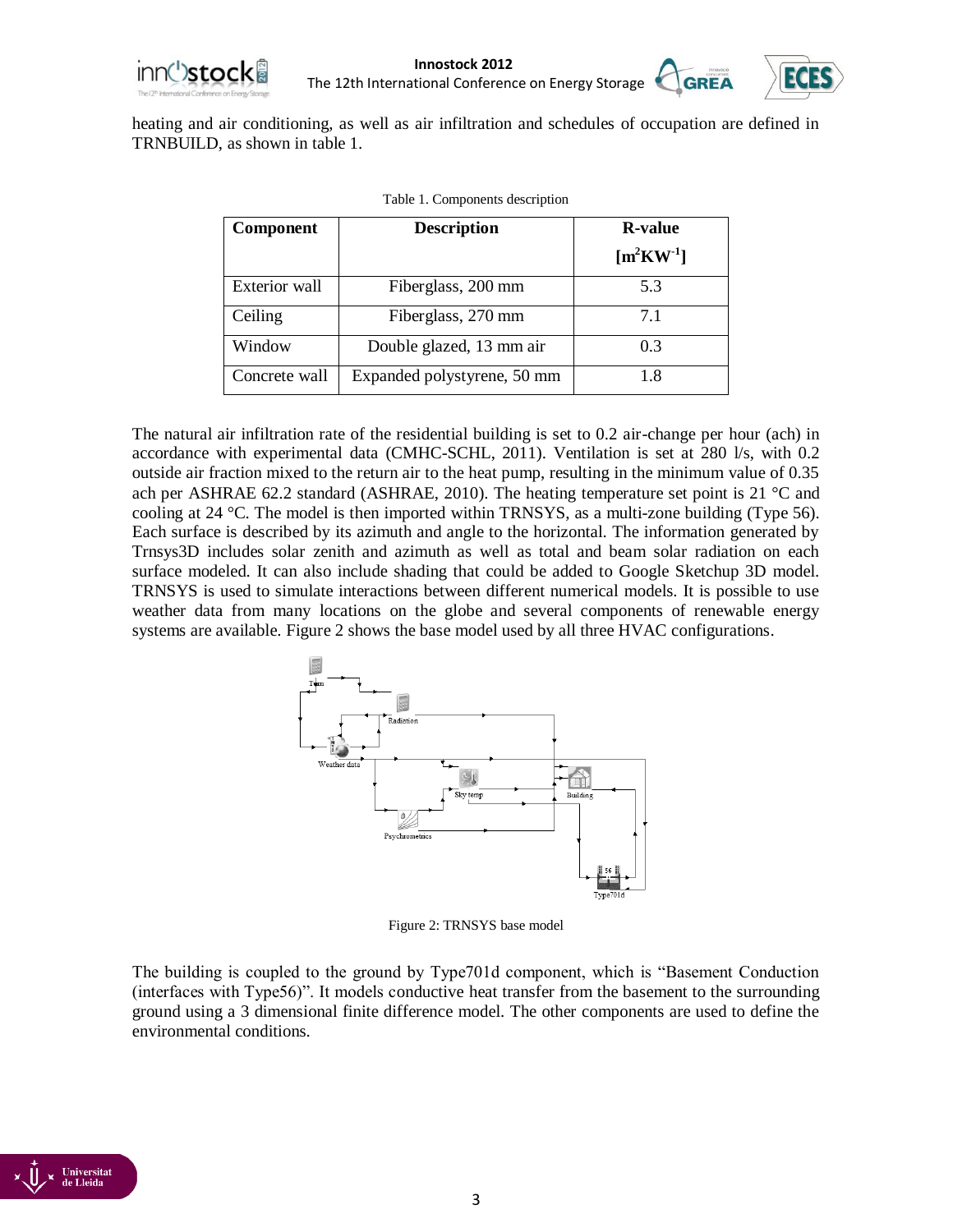heating and air conditioning, as well as air infiltration and schedules of occupation are defined in TRNBUILD, as shown in table 1.

Table 1. Components description

| Component | Description | R-value $[m^2KW^{-1}]$ |
| --- | --- | --- |
| Exterior wall | Fiberglass, 200 mm | 5.3 |
| Ceiling | Fiberglass, 270 mm | 7.1 |
| Window | Double glazed, 13 mm air | 0.3 |
| Concrete wall | Expanded polystyrene, 50 mm | 1.8 |

The natural air infiltration rate of the residential building is set to 0.2 air-change per hour (ach) in accordance with experimental data (CMHC-SCHL, 2011). Ventilation is set at 280 l/s, with 0.2 outside air fraction mixed to the return air to the heat pump, resulting in the minimum value of 0.35 ach per ASHRAE 62.2 standard (ASHRAE, 2010). The heating temperature set point is 21 °C and cooling at 24 °C. The model is then imported within TRNSYS, as a multi-zone building (Type 56). Each surface is described by its azimuth and angle to the horizontal. The information generated by Trnsys3D includes solar zenith and azimuth as well as total and beam solar radiation on each surface modeled. It can also include shading that could be added to Google Sketchup 3D model. TRNSYS is used to simulate interactions between different numerical models. It is possible to use weather data from many locations on the globe and several components of renewable energy systems are available. Figure 2 shows the base model used by all three HVAC configurations.

Figure 2: TRNSYS base model

The building is coupled to the ground by Type701d component, which is "Basement Conduction (interfaces with Type56)". It models conductive heat transfer from the basement to the surrounding ground using a 3 dimensional finite difference model. The other components are used to define the environmental conditions.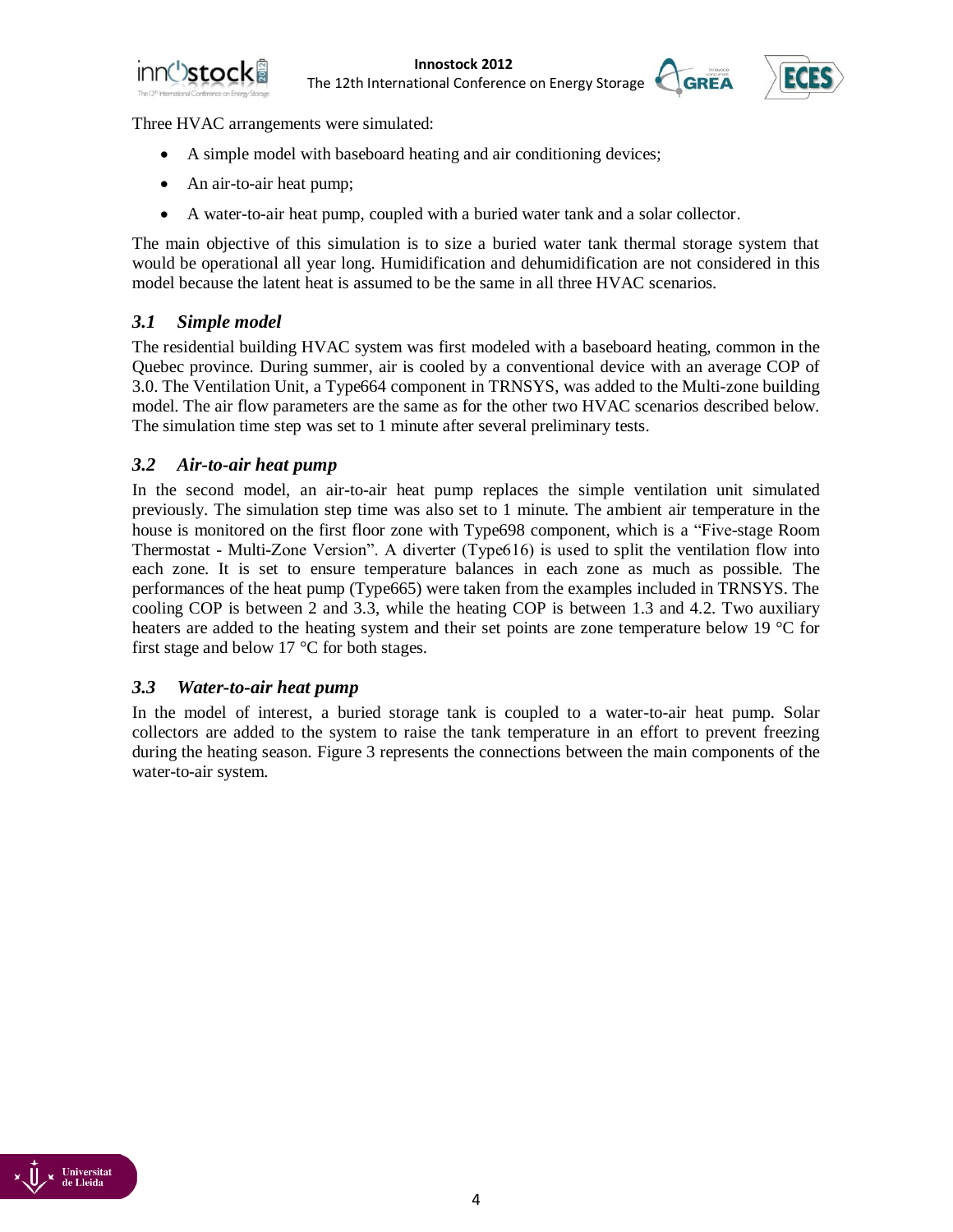Three HVAC arrangements were simulated:

- A simple model with baseboard heating and air conditioning devices;
- An air-to-air heat pump;
- A water-to-air heat pump, coupled with a buried water tank and a solar collector.

The main objective of this simulation is to size a buried water tank thermal storage system that would be operational all year long. Humidification and dehumidification are not considered in this model because the latent heat is assumed to be the same in all three HVAC scenarios.

### *3.1 Simple model*

The residential building HVAC system was first modeled with a baseboard heating, common in the Quebec province. During summer, air is cooled by a conventional device with an average COP of 3.0. The Ventilation Unit, a Type664 component in TRNSYS, was added to the Multi-zone building model. The air flow parameters are the same as for the other two HVAC scenarios described below. The simulation time step was set to 1 minute after several preliminary tests.

### *3.2 Air-to-air heat pump*

In the second model, an air-to-air heat pump replaces the simple ventilation unit simulated previously. The simulation step time was also set to 1 minute. The ambient air temperature in the house is monitored on the first floor zone with Type698 component, which is a "Five-stage Room Thermostat - Multi-Zone Version". A diverter (Type616) is used to split the ventilation flow into each zone. It is set to ensure temperature balances in each zone as much as possible. The performances of the heat pump (Type665) were taken from the examples included in TRNSYS. The cooling COP is between 2 and 3.3, while the heating COP is between 1.3 and 4.2. Two auxiliary heaters are added to the heating system and their set points are zone temperature below 19 °C for first stage and below 17 °C for both stages.

### *3.3 Water-to-air heat pump*

In the model of interest, a buried storage tank is coupled to a water-to-air heat pump. Solar collectors are added to the system to raise the tank temperature in an effort to prevent freezing during the heating season. Figure 3 represents the connections between the main components of the water-to-air system.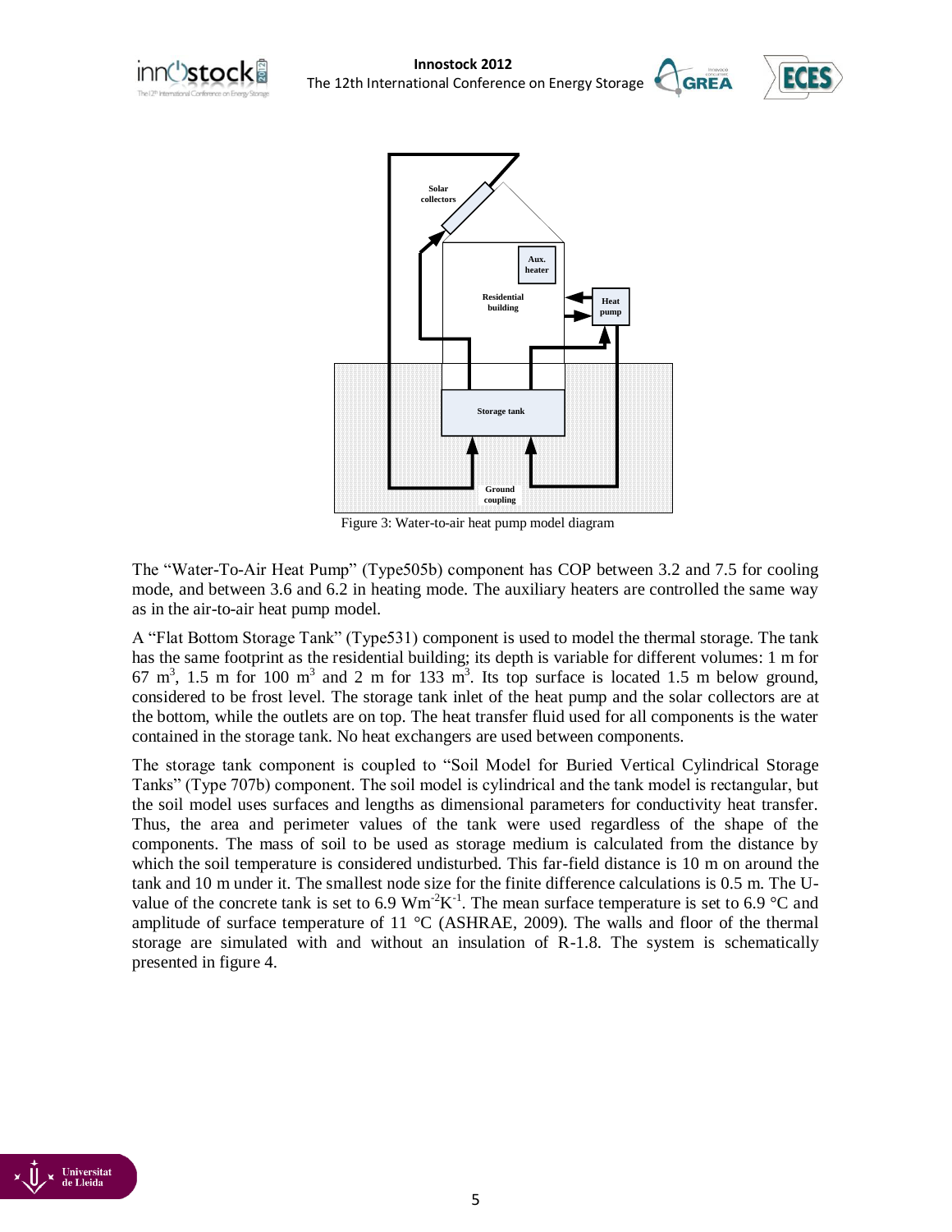Figure 3: Water-to-air heat pump model diagram

The "Water-To-Air Heat Pump" (Type505b) component has COP between 3.2 and 7.5 for cooling mode, and between 3.6 and 6.2 in heating mode. The auxiliary heaters are controlled the same way as in the air-to-air heat pump model.

A "Flat Bottom Storage Tank" (Type531) component is used to model the thermal storage. The tank has the same footprint as the residential building; its depth is variable for different volumes: 1 m for 67 $m^3$, 1.5 m for 100 $m^3$ and 2 m for 133 $m^3$. Its top surface is located 1.5 m below ground, considered to be frost level. The storage tank inlet of the heat pump and the solar collectors are at the bottom, while the outlets are on top. The heat transfer fluid used for all components is the water contained in the storage tank. No heat exchangers are used between components.

The storage tank component is coupled to "Soil Model for Buried Vertical Cylindrical Storage Tanks" (Type 707b) component. The soil model is cylindrical and the tank model is rectangular, but the soil model uses surfaces and lengths as dimensional parameters for conductivity heat transfer. Thus, the area and perimeter values of the tank were used regardless of the shape of the components. The mass of soil to be used as storage medium is calculated from the distance by which the soil temperature is considered undisturbed. This far-field distance is 10 m on around the tank and 10 m under it. The smallest node size for the finite difference calculations is 0.5 m. The U-value of the concrete tank is set to 6.9 $Wm^{-2}K^{-1}$. The mean surface temperature is set to 6.9 °C and amplitude of surface temperature of 11 °C (ASHRAE, 2009). The walls and floor of the thermal storage are simulated with and without an insulation of R-1.8. The system is schematically presented in figure 4.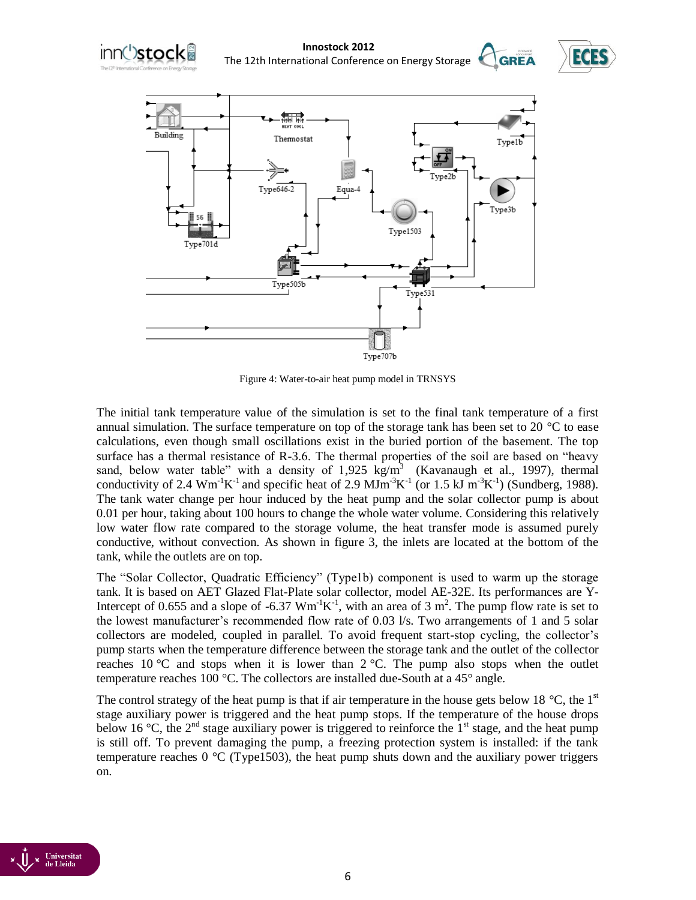Figure 4: Water-to-air heat pump model in TRNSYS

The initial tank temperature value of the simulation is set to the final tank temperature of a first annual simulation. The surface temperature on top of the storage tank has been set to 20 °C to ease calculations, even though small oscillations exist in the buried portion of the basement. The top surface has a thermal resistance of R-3.6. The thermal properties of the soil are based on "heavy sand, below water table" with a density of 1,925 kg/m$^3$ (Kavanaugh et al., 1997), thermal conductivity of 2.4 Wm$^{-1}$K$^{-1}$ and specific heat of 2.9 MJm$^{-3}$K$^{-1}$ (or 1.5 kJ m$^{-3}$K$^{-1}$) (Sundberg, 1988). The tank water change per hour induced by the heat pump and the solar collector pump is about 0.01 per hour, taking about 100 hours to change the whole water volume. Considering this relatively low water flow rate compared to the storage volume, the heat transfer mode is assumed purely conductive, without convection. As shown in figure 3, the inlets are located at the bottom of the tank, while the outlets are on top.

The "Solar Collector, Quadratic Efficiency" (Type1b) component is used to warm up the storage tank. It is based on AET Glazed Flat-Plate solar collector, model AE-32E. Its performances are Y-Intercept of 0.655 and a slope of -6.37 Wm$^{-1}$K$^{-1}$, with an area of 3 m$^2$. The pump flow rate is set to the lowest manufacturer's recommended flow rate of 0.03 l/s. Two arrangements of 1 and 5 solar collectors are modeled, coupled in parallel. To avoid frequent start-stop cycling, the collector's pump starts when the temperature difference between the storage tank and the outlet of the collector reaches 10 °C and stops when it is lower than 2 °C. The pump also stops when the outlet temperature reaches 100 °C. The collectors are installed due-South at a 45° angle.

The control strategy of the heat pump is that if air temperature in the house gets below 18 °C, the 1$^{st}$ stage auxiliary power is triggered and the heat pump stops. If the temperature of the house drops below 16 °C, the 2$^{nd}$ stage auxiliary power is triggered to reinforce the 1$^{st}$ stage, and the heat pump is still off. To prevent damaging the pump, a freezing protection system is installed: if the tank temperature reaches 0 °C (Type1503), the heat pump shuts down and the auxiliary power triggers on.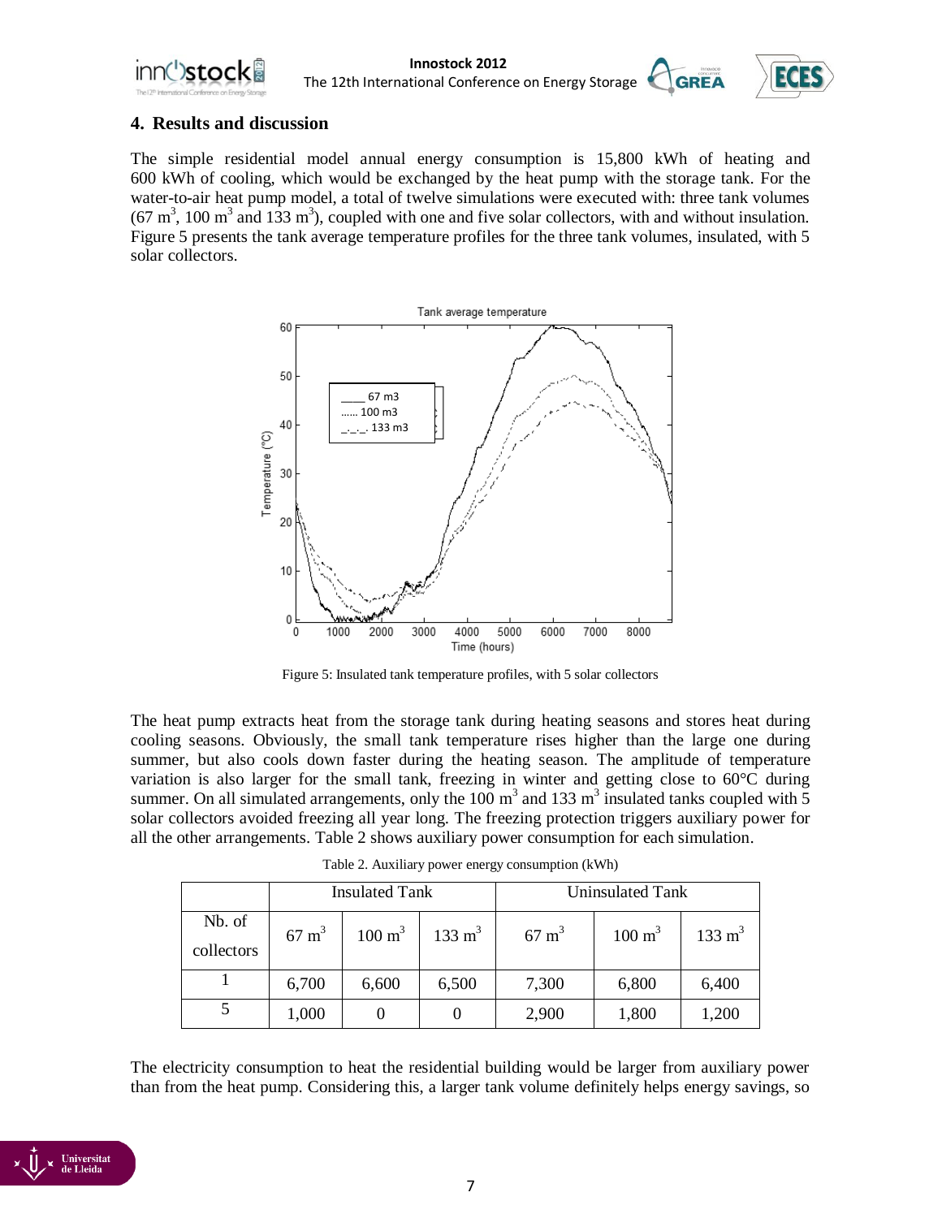## 4. Results and discussion

The simple residential model annual energy consumption is 15,800 kWh of heating and 600 kWh of cooling, which would be exchanged by the heat pump with the storage tank. For the water-to-air heat pump model, a total of twelve simulations were executed with: three tank volumes (67 $m^3$, 100 $m^3$ and 133 $m^3$), coupled with one and five solar collectors, with and without insulation. Figure 5 presents the tank average temperature profiles for the three tank volumes, insulated, with 5 solar collectors.

Figure 5: Insulated tank temperature profiles, with 5 solar collectors

The heat pump extracts heat from the storage tank during heating seasons and stores heat during cooling seasons. Obviously, the small tank temperature rises higher than the large one during summer, but also cools down faster during the heating season. The amplitude of temperature variation is also larger for the small tank, freezing in winter and getting close to 60°C during summer. On all simulated arrangements, only the 100 $m^3$ and 133 $m^3$ insulated tanks coupled with 5 solar collectors avoided freezing all year long. The freezing protection triggers auxiliary power for all the other arrangements. Table 2 shows auxiliary power consumption for each simulation.

Table 2. Auxiliary power energy consumption (kWh)

| | Insulated Tank | | | Uninsulated Tank | | |
|---|---|---|---|---|---|---|
| Nb. of collectors | 67 $m^3$ | 100 $m^3$ | 133 $m^3$ | 67 $m^3$ | 100 $m^3$ | 133 $m^3$ |
| 1 | 6,700 | 6,600 | 6,500 | 7,300 | 6,800 | 6,400 |
| 5 | 1,000 | 0 | 0 | 2,900 | 1,800 | 1,200 |

The electricity consumption to heat the residential building would be larger from auxiliary power than from the heat pump. Considering this, a larger tank volume definitely helps energy savings, so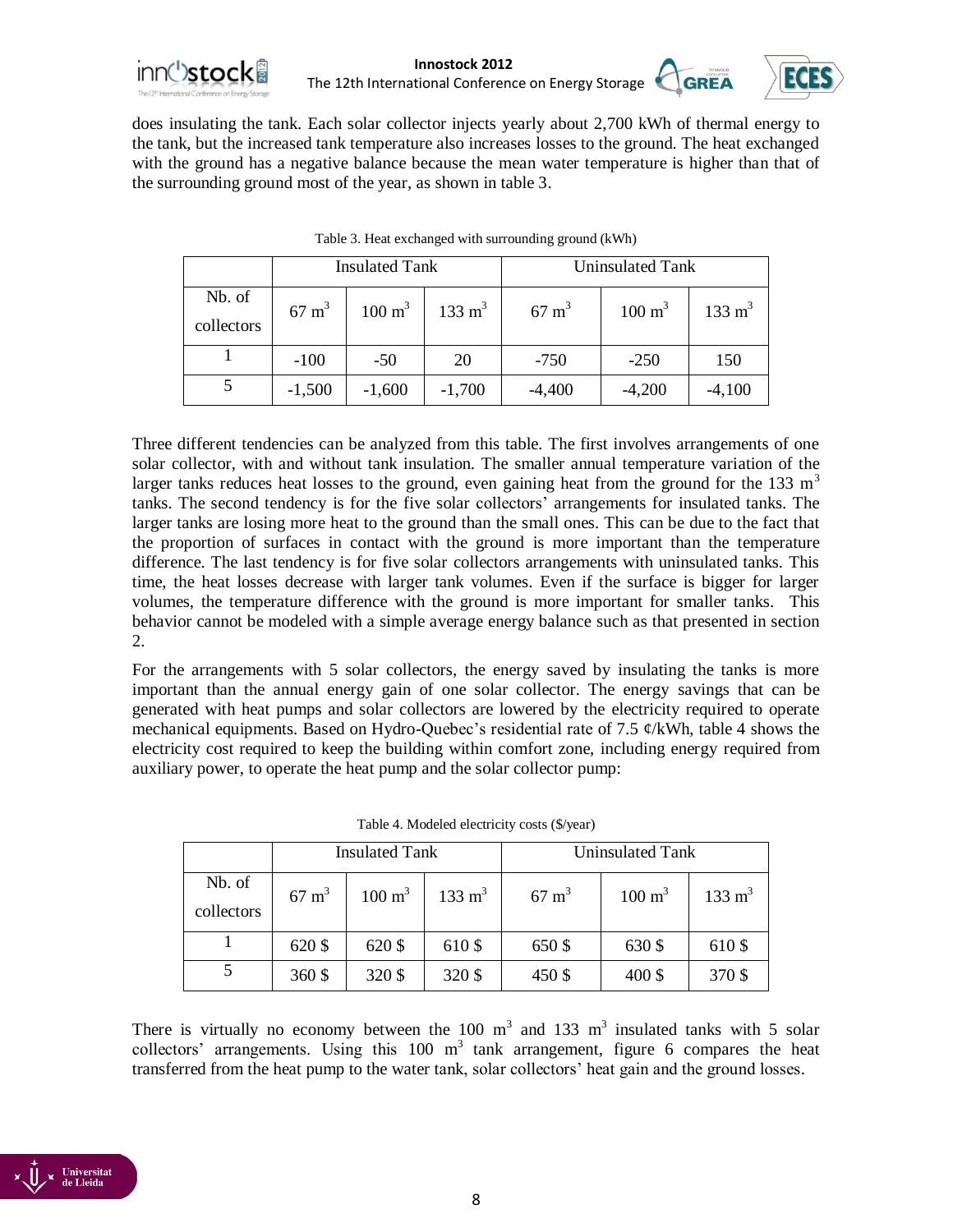does insulating the tank. Each solar collector injects yearly about 2,700 kWh of thermal energy to the tank, but the increased tank temperature also increases losses to the ground. The heat exchanged with the ground has a negative balance because the mean water temperature is higher than that of the surrounding ground most of the year, as shown in table 3.

Table 3. Heat exchanged with surrounding ground (kWh)

| | Insulated Tank | | | Uninsulated Tank | | |
|---|---|---|---|---|---|---|
| Nb. of collectors | 67 $m^3$ | 100 $m^3$ | 133 $m^3$ | 67 $m^3$ | 100 $m^3$ | 133 $m^3$ |
| 1 | -100 | -50 | 20 | -750 | -250 | 150 |
| 5 | -1,500 | -1,600 | -1,700 | -4,400 | -4,200 | -4,100 |

Three different tendencies can be analyzed from this table. The first involves arrangements of one solar collector, with and without tank insulation. The smaller annual temperature variation of the larger tanks reduces heat losses to the ground, even gaining heat from the ground for the 133 $m^3$ tanks. The second tendency is for the five solar collectors' arrangements for insulated tanks. The larger tanks are losing more heat to the ground than the small ones. This can be due to the fact that the proportion of surfaces in contact with the ground is more important than the temperature difference. The last tendency is for five solar collectors arrangements with uninsulated tanks. This time, the heat losses decrease with larger tank volumes. Even if the surface is bigger for larger volumes, the temperature difference with the ground is more important for smaller tanks. This behavior cannot be modeled with a simple average energy balance such as that presented in section 2.

For the arrangements with 5 solar collectors, the energy saved by insulating the tanks is more important than the annual energy gain of one solar collector. The energy savings that can be generated with heat pumps and solar collectors are lowered by the electricity required to operate mechanical equipments. Based on Hydro-Quebec's residential rate of 7.5 ¢/kWh, table 4 shows the electricity cost required to keep the building within comfort zone, including energy required from auxiliary power, to operate the heat pump and the solar collector pump:

Table 4. Modeled electricity costs ($/year)

| | Insulated Tank | | | Uninsulated Tank | | |
|---|---|---|---|---|---|---|
| Nb. of collectors | 67 $m^3$ | 100 $m^3$ | 133 $m^3$ | 67 $m^3$ | 100 $m^3$ | 133 $m^3$ |
| 1 | 620 $ | 620 $ | 610 $ | 650 $ | 630 $ | 610 $ |
| 5 | 360 $ | 320 $ | 320 $ | 450 $ | 400 $ | 370 $ |

There is virtually no economy between the 100 $m^3$ and 133 $m^3$ insulated tanks with 5 solar collectors' arrangements. Using this 100 $m^3$ tank arrangement, figure 6 compares the heat transferred from the heat pump to the water tank, solar collectors' heat gain and the ground losses.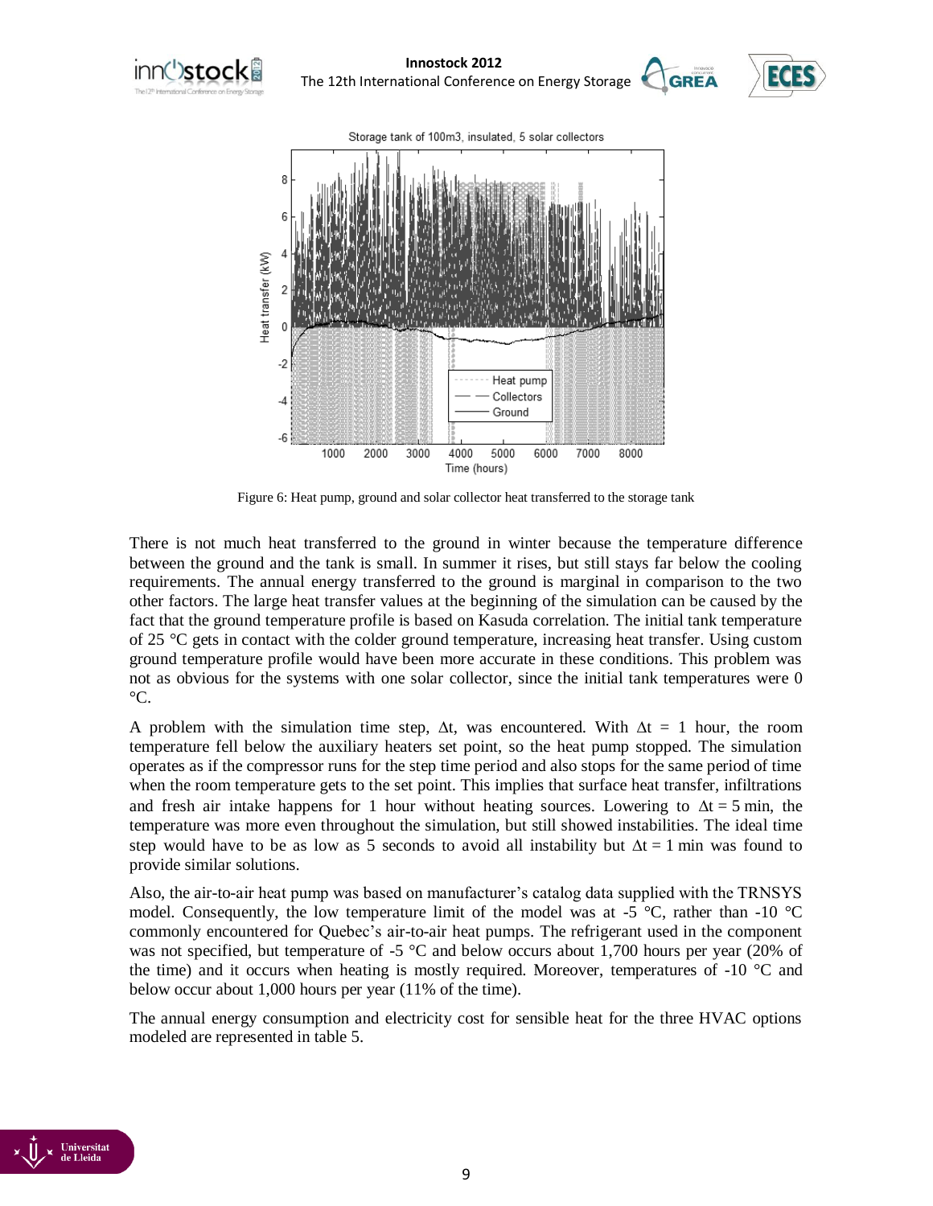Figure 6: Heat pump, ground and solar collector heat transferred to the storage tank

There is not much heat transferred to the ground in winter because the temperature difference between the ground and the tank is small. In summer it rises, but still stays far below the cooling requirements. The annual energy transferred to the ground is marginal in comparison to the two other factors. The large heat transfer values at the beginning of the simulation can be caused by the fact that the ground temperature profile is based on Kasuda correlation. The initial tank temperature of 25 °C gets in contact with the colder ground temperature, increasing heat transfer. Using custom ground temperature profile would have been more accurate in these conditions. This problem was not as obvious for the systems with one solar collector, since the initial tank temperatures were 0 °C.

A problem with the simulation time step, $\Delta t$, was encountered. With $\Delta t = 1$ hour, the room temperature fell below the auxiliary heaters set point, so the heat pump stopped. The simulation operates as if the compressor runs for the step time period and also stops for the same period of time when the room temperature gets to the set point. This implies that surface heat transfer, infiltrations and fresh air intake happens for 1 hour without heating sources. Lowering to $\Delta t = 5$ min, the temperature was more even throughout the simulation, but still showed instabilities. The ideal time step would have to be as low as 5 seconds to avoid all instability but $\Delta t = 1$ min was found to provide similar solutions.

Also, the air-to-air heat pump was based on manufacturer's catalog data supplied with the TRNSYS model. Consequently, the low temperature limit of the model was at -5 °C, rather than -10 °C commonly encountered for Quebec's air-to-air heat pumps. The refrigerant used in the component was not specified, but temperature of -5 °C and below occurs about 1,700 hours per year (20% of the time) and it occurs when heating is mostly required. Moreover, temperatures of -10 °C and below occur about 1,000 hours per year (11% of the time).

The annual energy consumption and electricity cost for sensible heat for the three HVAC options modeled are represented in table 5.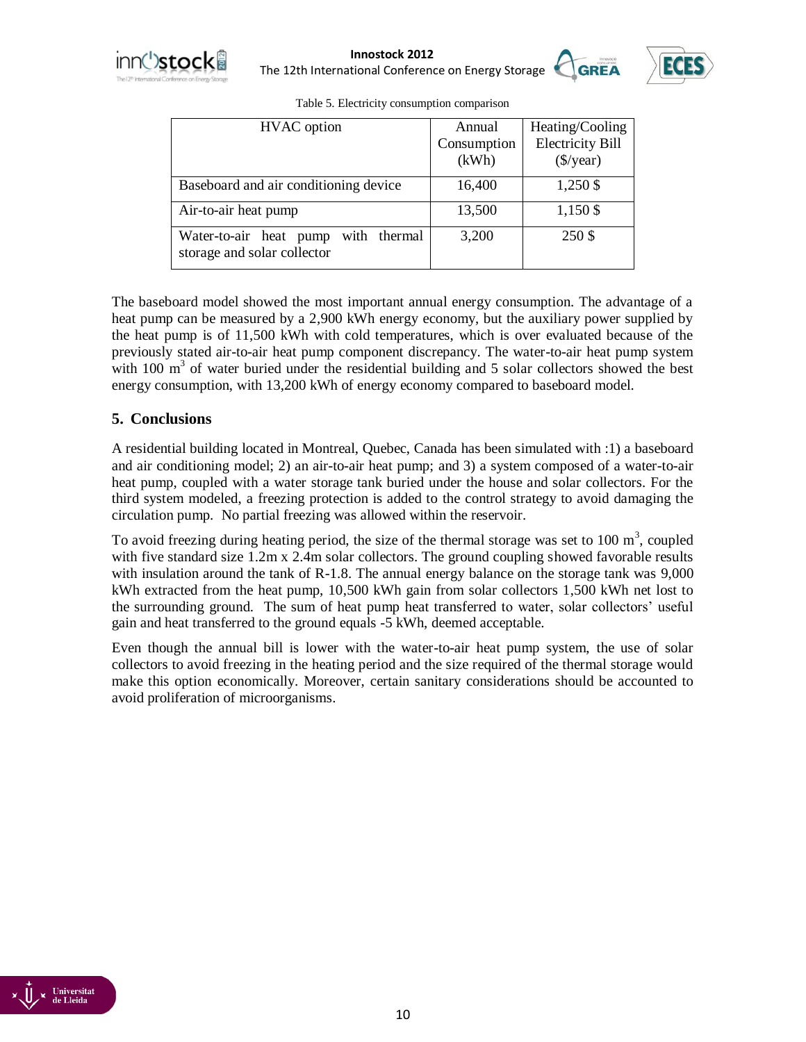Table 5. Electricity consumption comparison

| HVAC option | Annual Consumption (kWh) | Heating/Cooling Electricity Bill ($/year) |
|---|---|---|
| Baseboard and air conditioning device | 16,400 | 1,250 $ |
| Air-to-air heat pump | 13,500 | 1,150 $ |
| Water-to-air heat pump with thermal storage and solar collector | 3,200 | 250 $ |

The baseboard model showed the most important annual energy consumption. The advantage of a heat pump can be measured by a 2,900 kWh energy economy, but the auxiliary power supplied by the heat pump is of 11,500 kWh with cold temperatures, which is over evaluated because of the previously stated air-to-air heat pump component discrepancy. The water-to-air heat pump system with 100 $m^3$ of water buried under the residential building and 5 solar collectors showed the best energy consumption, with 13,200 kWh of energy economy compared to baseboard model.

## 5. Conclusions

A residential building located in Montreal, Quebec, Canada has been simulated with :1) a baseboard and air conditioning model; 2) an air-to-air heat pump; and 3) a system composed of a water-to-air heat pump, coupled with a water storage tank buried under the house and solar collectors. For the third system modeled, a freezing protection is added to the control strategy to avoid damaging the circulation pump. No partial freezing was allowed within the reservoir.

To avoid freezing during heating period, the size of the thermal storage was set to 100 $m^3$, coupled with five standard size 1.2m x 2.4m solar collectors. The ground coupling showed favorable results with insulation around the tank of R-1.8. The annual energy balance on the storage tank was 9,000 kWh extracted from the heat pump, 10,500 kWh gain from solar collectors 1,500 kWh net lost to the surrounding ground. The sum of heat pump heat transferred to water, solar collectors' useful gain and heat transferred to the ground equals -5 kWh, deemed acceptable.

Even though the annual bill is lower with the water-to-air heat pump system, the use of solar collectors to avoid freezing in the heating period and the size required of the thermal storage would make this option economically. Moreover, certain sanitary considerations should be accounted to avoid proliferation of microorganisms.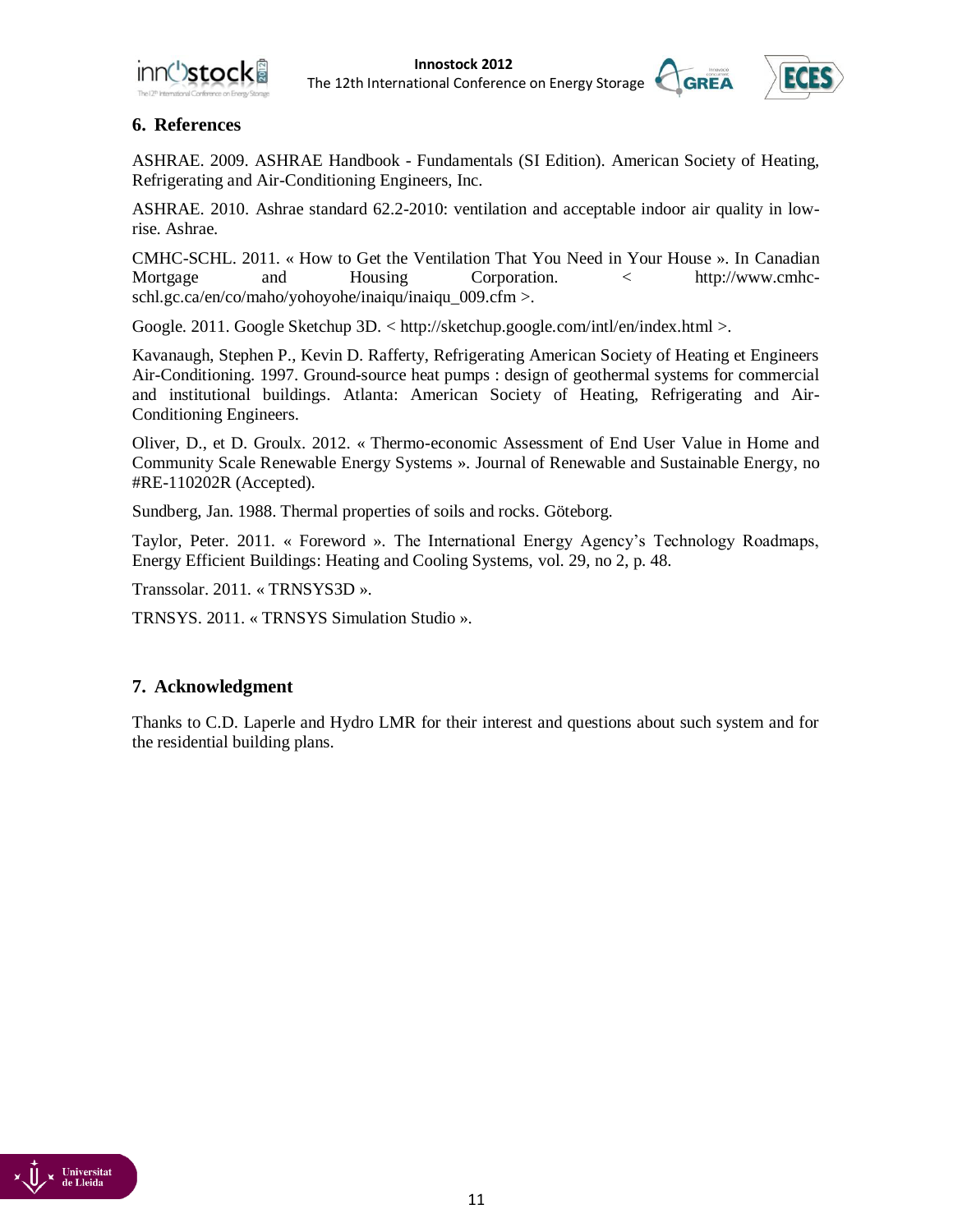## 6. References

ASHRAE. 2009. ASHRAE Handbook - Fundamentals (SI Edition). American Society of Heating, Refrigerating and Air-Conditioning Engineers, Inc.

ASHRAE. 2010. Ashrae standard 62.2-2010: ventilation and acceptable indoor air quality in low-rise. Ashrae.

CMHC-SCHL. 2011. « How to Get the Ventilation That You Need in Your House ». In Canadian Mortgage and Housing Corporation. < http://www.cmhc-schl.gc.ca/en/co/maho/yohoyohe/inaiqu/inaiqu_009.cfm >.

Google. 2011. Google Sketchup 3D. < http://sketchup.google.com/intl/en/index.html >.

Kavanaugh, Stephen P., Kevin D. Rafferty, Refrigerating American Society of Heating et Engineers Air-Conditioning. 1997. Ground-source heat pumps : design of geothermal systems for commercial and institutional buildings. Atlanta: American Society of Heating, Refrigerating and Air-Conditioning Engineers.

Oliver, D., et D. Groulx. 2012. « Thermo-economic Assessment of End User Value in Home and Community Scale Renewable Energy Systems ». Journal of Renewable and Sustainable Energy, no #RE-110202R (Accepted).

Sundberg, Jan. 1988. Thermal properties of soils and rocks. Göteborg.

Taylor, Peter. 2011. « Foreword ». The International Energy Agency's Technology Roadmaps, Energy Efficient Buildings: Heating and Cooling Systems, vol. 29, no 2, p. 48.

Transsolar. 2011. « TRNSYS3D ».

TRNSYS. 2011. « TRNSYS Simulation Studio ».

## 7. Acknowledgment

Thanks to C.D. Laperle and Hydro LMR for their interest and questions about such system and for the residential building plans.